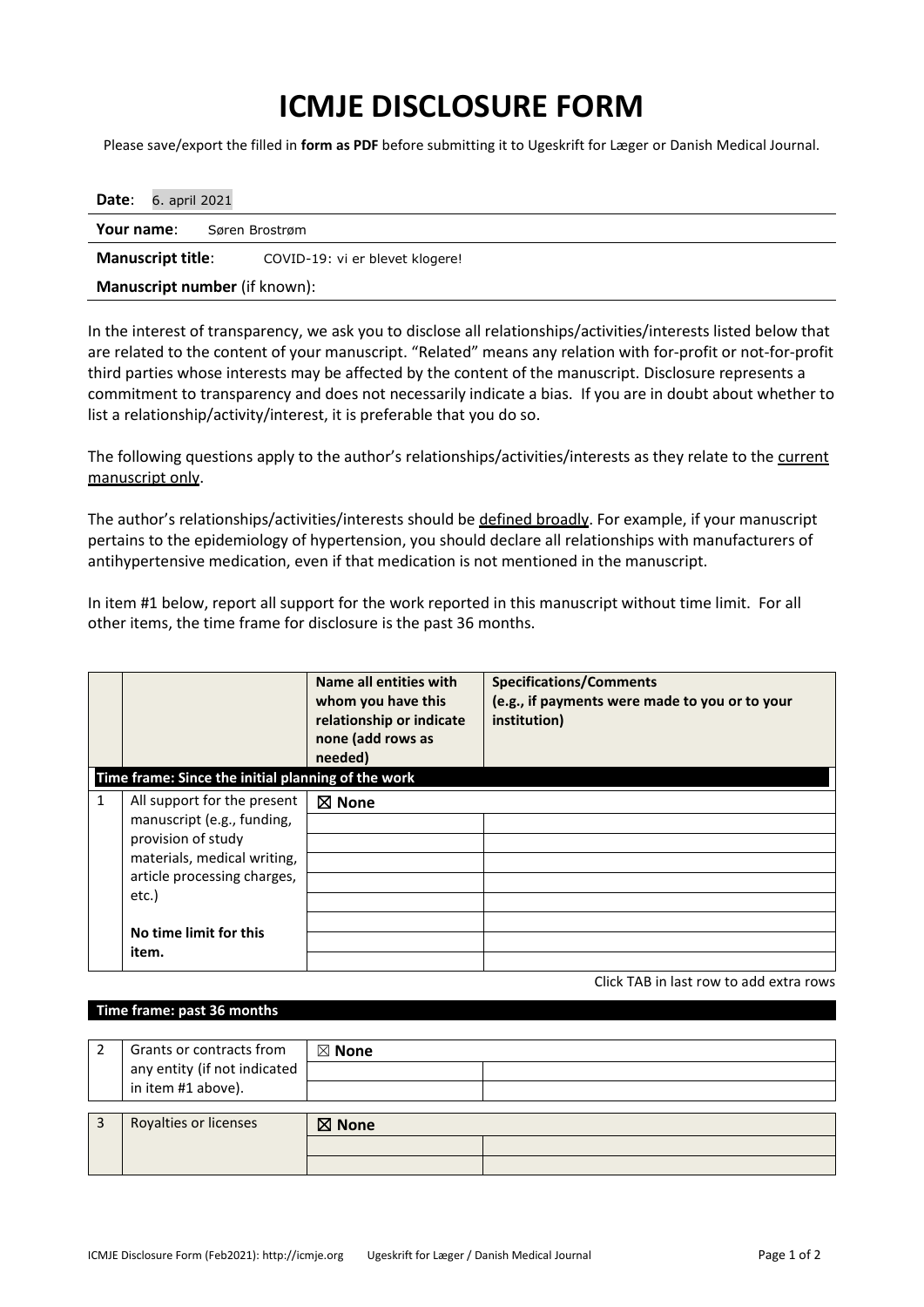# ICMJE DISCLOSURE FORM

Please save/export the filled in **form as PDF** before submitting it to Ugeskrift for Læger or Danish Medical Journal.

**Date**: 6. april 2021

**Your name**: Søren Brostrøm

**Manuscript title**: COVID-19: vi er blevet klogere!

**Manuscript number** (if known):

In the interest of transparency, we ask you to disclose all relationships/activities/interests listed below that are related to the content of your manuscript. "Related" means any relation with for-profit or not-for-profit third parties whose interests may be affected by the content of the manuscript. Disclosure represents a commitment to transparency and does not necessarily indicate a bias. If you are in doubt about whether to list a relationship/activity/interest, it is preferable that you do so.

The following questions apply to the author's relationships/activities/interests as they relate to the current manuscript only.

The author's relationships/activities/interests should be defined broadly. For example, if your manuscript pertains to the epidemiology of hypertension, you should declare all relationships with manufacturers of antihypertensive medication, even if that medication is not mentioned in the manuscript.

In item #1 below, report all support for the work reported in this manuscript without time limit. For all other items, the time frame for disclosure is the past 36 months.

| | | Name all entities with whom you have this relationship or indicate none (add rows as needed) | Specifications/Comments (e.g., if payments were made to you or to your institution) |
|---|---|---|---|
| **Time frame: Since the initial planning of the work** | | | |
| 1 | All support for the present manuscript (e.g., funding, provision of study materials, medical writing, article processing charges, etc.) **No time limit for this item.** | ☒ **None** | |

Click TAB in last row to add extra rows

**Time frame: past 36 months**

| | | | |
|---|---|---|---|
| 2 | Grants or contracts from any entity (if not indicated in item #1 above). | ☒ **None** | |
| 3 | Royalties or licenses | ☒ **None** | |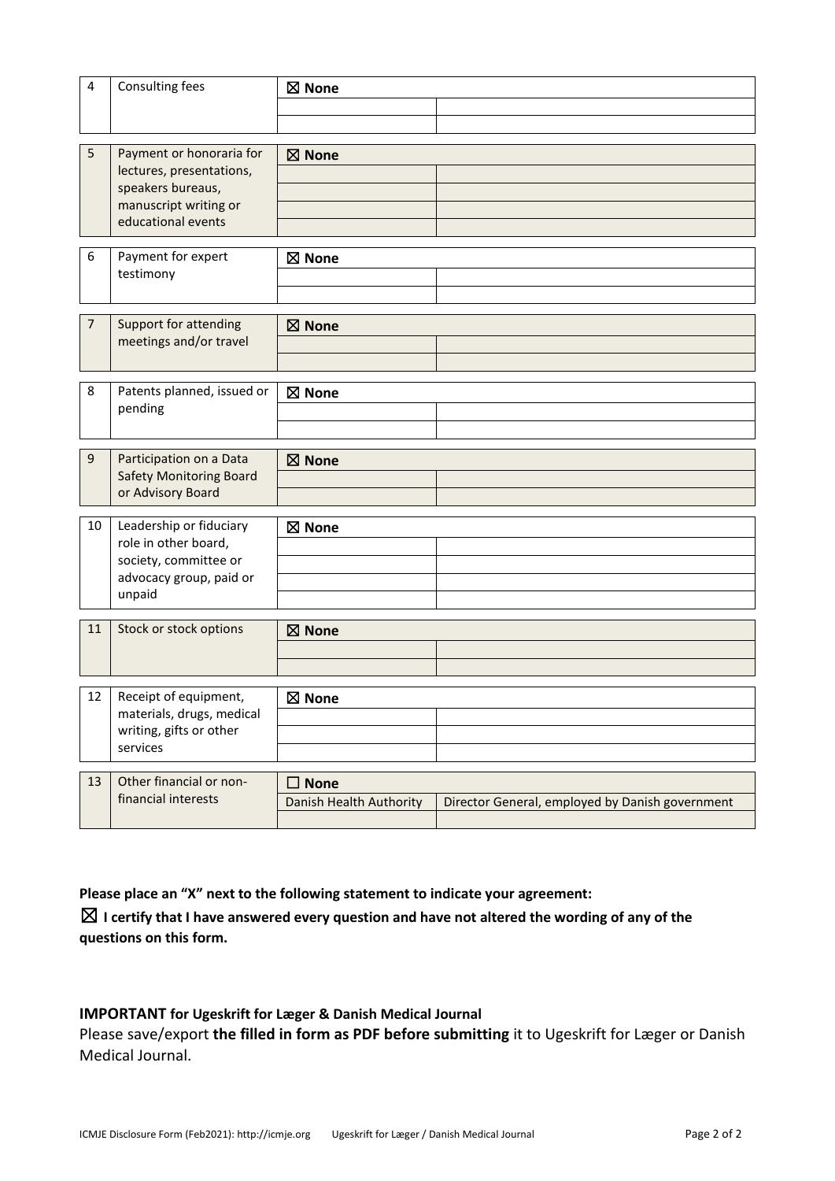| | | | |
|---|---|---|---|
| 4 | Consulting fees | ☒ **None** | |
| | | | |
| | | | |

| | | | |
|---|---|---|---|
| 5 | Payment or honoraria for lectures, presentations, speakers bureaus, manuscript writing or educational events | ☒ **None** | |
| | | | |
| | | | |
| | | | |
| | | | |

| | | | |
|---|---|---|---|
| 6 | Payment for expert testimony | ☒ **None** | |
| | | | |
| | | | |

| | | | |
|---|---|---|---|
| 7 | Support for attending meetings and/or travel | ☒ **None** | |
| | | | |
| | | | |

| | | | |
|---|---|---|---|
| 8 | Patents planned, issued or pending | ☒ **None** | |
| | | | |
| | | | |

| | | | |
|---|---|---|---|
| 9 | Participation on a Data Safety Monitoring Board or Advisory Board | ☒ **None** | |
| | | | |
| | | | |

| | | | |
|---|---|---|---|
| 10 | Leadership or fiduciary role in other board, society, committee or advocacy group, paid or unpaid | ☒ **None** | |
| | | | |
| | | | |
| | | | |
| | | | |

| | | | |
|---|---|---|---|
| 11 | Stock or stock options | ☒ **None** | |
| | | | |
| | | | |

| | | | |
|---|---|---|---|
| 12 | Receipt of equipment, materials, drugs, medical writing, gifts or other services | ☒ **None** | |
| | | | |
| | | | |
| | | | |

| | | | |
|---|---|---|---|
| 13 | Other financial or non-financial interests | ☐ **None** | |
| | | Danish Health Authority | Director General, employed by Danish government |
| | | | |

**Please place an "X" next to the following statement to indicate your agreement:**

☒ **I certify that I have answered every question and have not altered the wording of any of the questions on this form.**

**IMPORTANT for Ugeskrift for Læger & Danish Medical Journal**

Please save/export **the filled in form as PDF before submitting** it to Ugeskrift for Læger or Danish Medical Journal.

ICMJE Disclosure Form (Feb2021): http://icmje.org Ugeskrift for Læger / Danish Medical Journal